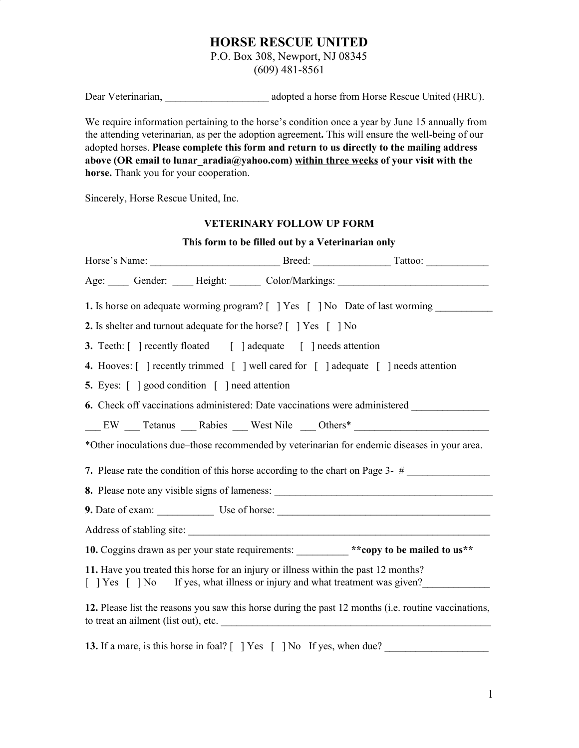# HORSE RESCUE UNITED

P.O. Box 308, Newport, NJ 08345
(609) 481-8561

Dear Veterinarian, ____________________ adopted a horse from Horse Rescue United (HRU).

We require information pertaining to the horse's condition once a year by June 15 annually from the attending veterinarian, as per the adoption agreement**.** This will ensure the well-being of our adopted horses. **Please complete this form and return to us directly to the mailing address above (OR email to lunar_aradia@yahoo.com) <u>within three weeks</u> of your visit with the horse.** Thank you for your cooperation.

Sincerely, Horse Rescue United, Inc.

### VETERINARY FOLLOW UP FORM

**This form to be filled out by a Veterinarian only**

Horse's Name: _________________________ Breed: ______________ Tattoo: ____________

Age: ____ Gender: ____ Height: ______ Color/Markings: _____________________________

**1.** Is horse on adequate worming program? [ ] Yes [ ] No Date of last worming ___________

**2.** Is shelter and turnout adequate for the horse? [ ] Yes [ ] No

**3.** Teeth: [ ] recently floated [ ] adequate [ ] needs attention

**4.** Hooves: [ ] recently trimmed [ ] well cared for [ ] adequate [ ] needs attention

**5.** Eyes: [ ] good condition [ ] need attention

**6.** Check off vaccinations administered: Date vaccinations were administered _______________

___ EW ___ Tetanus ___ Rabies ___ West Nile ___ Others* __________________________

*Other inoculations due–those recommended by veterinarian for endemic diseases in your area.

**7.** Please rate the condition of this horse according to the chart on Page 3- # ________________

**8.** Please note any visible signs of lameness: ___________________________________________

**9.** Date of exam: ___________ Use of horse: __________________________________________

Address of stabling site: _____________________________________________________________

**10.** Coggins drawn as per your state requirements: __________ **\*\*copy to be mailed to us\*\***

**11.** Have you treated this horse for an injury or illness within the past 12 months?
[ ] Yes [ ] No If yes, what illness or injury and what treatment was given?_____________

**12.** Please list the reasons you saw this horse during the past 12 months (i.e. routine vaccinations, to treat an ailment (list out), etc. ______________________________________________________

**13.** If a mare, is this horse in foal? [ ] Yes [ ] No If yes, when due? ____________________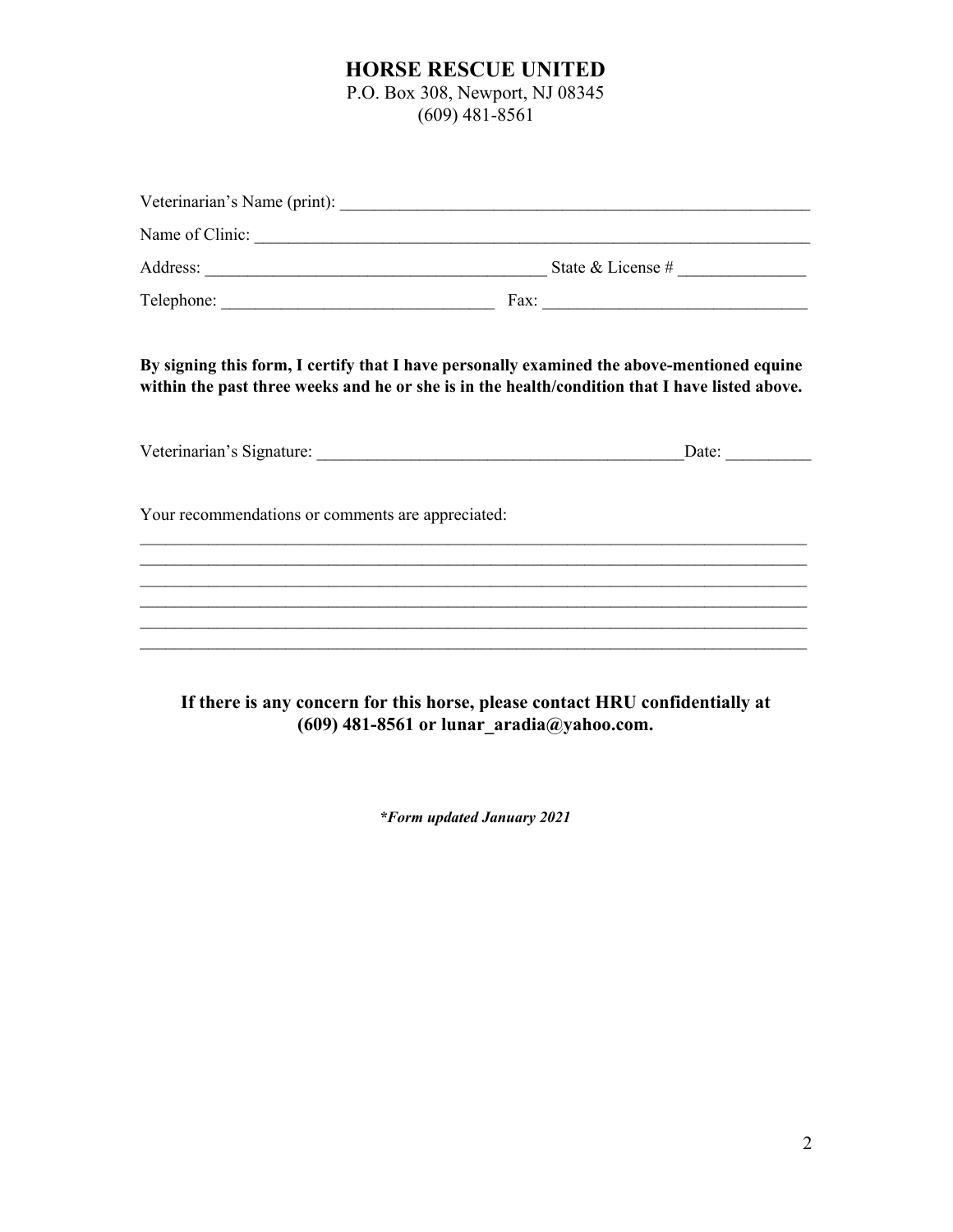# HORSE RESCUE UNITED

P.O. Box 308, Newport, NJ 08345
(609) 481-8561

Veterinarian's Name (print): ___________________________________________________________

Name of Clinic: _______________________________________________________________________

Address: __________________________________________ State & License # _______________

Telephone: _________________________________ Fax: _______________________________

**By signing this form, I certify that I have personally examined the above-mentioned equine within the past three weeks and he or she is in the health/condition that I have listed above.**

Veterinarian's Signature: _____________________________________________Date: __________

Your recommendations or comments are appreciated:

_____________________________________________________________________________________

_____________________________________________________________________________________

_____________________________________________________________________________________

_____________________________________________________________________________________

_____________________________________________________________________________________

_____________________________________________________________________________________

**If there is any concern for this horse, please contact HRU confidentially at (609) 481-8561 or lunar_aradia@yahoo.com.**

***Form updated January 2021***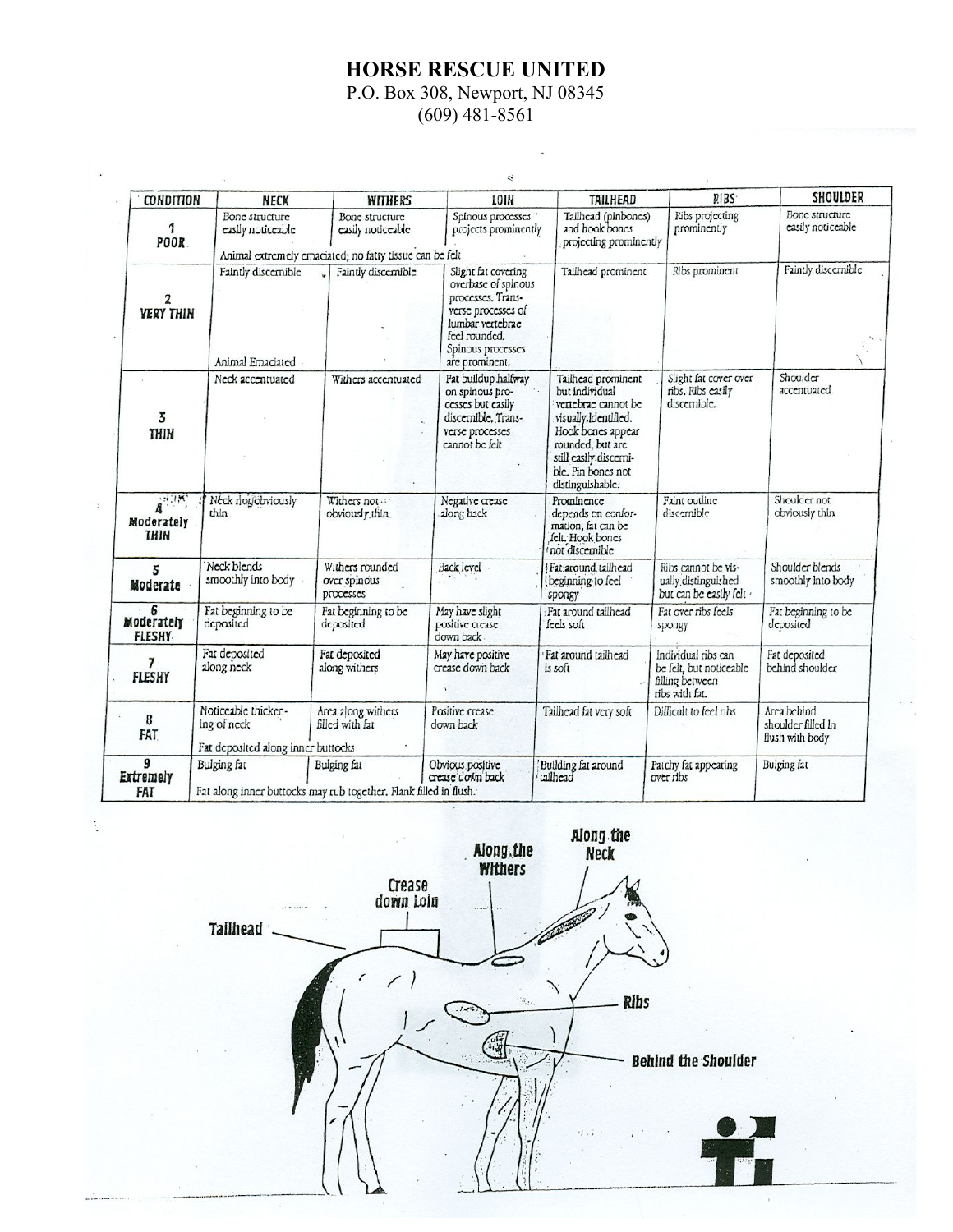# HORSE RESCUE UNITED

P.O. Box 308, Newport, NJ 08345
(609) 481-8561

| CONDITION | NECK | WITHERS | LOIN | TAILHEAD | RIBS | SHOULDER |
|---|---|---|---|---|---|---|
| 1 POOR | Bone structure easily noticeable | Bone structure easily noticeable | Spinous processes projects prominently | Tailhead (pinbones) and hook bones projecting prominently | Ribs projecting prominently | Bone structure easily noticeable |
| | Animal extremely emaciated; no fatty tissue can be felt | | | | | |
| 2 VERY THIN | Faintly discernible | Faintly discernible | Slight fat covering overbase of spinous processes. Transverse processes of lumbar vertebrae feel rounded. Spinous processes are prominent. | Tailhead prominent | Ribs prominent | Faintly discernible |
| | Animal Emaciated | | | | | |
| 3 THIN | Neck accentuated | Withers accentuated | Fat buildup halfway on spinous processes but easily discernible. Transverse processes cannot be felt | Tailhead prominent but individual vertebrae cannot be visually identified. Hook bones appear rounded, but are still easily discernible. Pin bones not distinguishable. | Slight fat cover over ribs. Ribs easily discernible. | Shoulder accentuated |
| 4 Moderately THIN | Neck not obviously thin | Withers not obviously thin | Negative crease along back | Prominence depends on conformation, fat can be felt. Hook bones not discernible | Faint outline discernible | Shoulder not obviously thin |
| 5 Moderate | Neck blends smoothly into body | Withers rounded over spinous processes | Back level | Fat around tailhead beginning to feel spongy | Ribs cannot be visually distinguished but can be easily felt | Shoulder blends smoothly into body |
| 6 Moderately FLESHY | Fat beginning to be deposited | Fat beginning to be deposited | May have slight positive crease down back | Fat around tailhead feels soft | Fat over ribs feels spongy | Fat beginning to be deposited |
| 7 FLESHY | Fat deposited along neck | Fat deposited along withers | May have positive crease down back | Fat around tailhead is soft | Individual ribs can be felt, but noticeable filling between ribs with fat. | Fat deposited behind shoulder |
| 8 FAT | Noticeable thickening of neck | Area along withers filled with fat | Positive crease down back | Tailhead fat very soft | Difficult to feel ribs | Area behind shoulder filled in flush with body |
| | Fat deposited along inner buttocks | | | | | |
| 9 Extremely FAT | Bulging fat | Bulging fat | Obvious positive crease down back | Building fat around tailhead | Patchy fat appearing over ribs | Bulging fat |
| | Fat along inner buttocks may rub together. Flank filled in flush. | | | | | |

Tailhead

Crease down Loin

Along the Withers

Along the Neck

Ribs

Behind the Shoulder